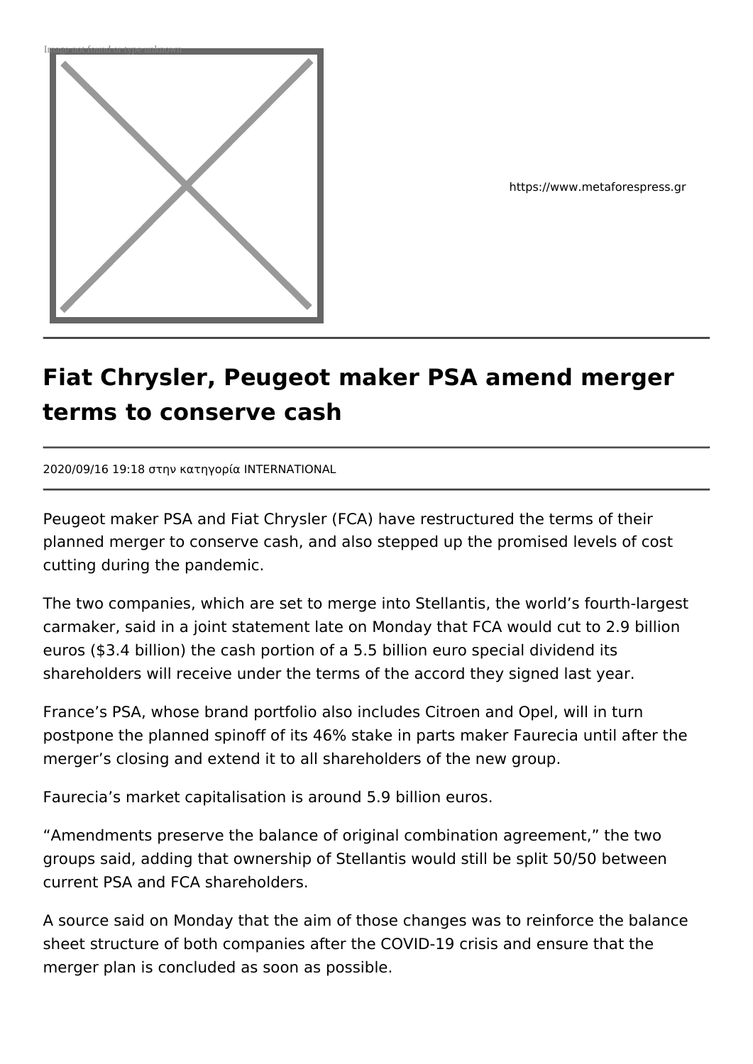https://www.metaforespress.gr

# Fiat Chrysler, Peugeot maker PSA amend merger terms to conserve cash

2020/09/16 19:18 στην κατηγορία INTERNATIONAL

Peugeot maker PSA and Fiat Chrysler (FCA) have restructured the terms of their planned merger to conserve cash, and also stepped up the promised levels of cost cutting during the pandemic.

The two companies, which are set to merge into Stellantis, the world's fourth-largest carmaker, said in a joint statement late on Monday that FCA would cut to 2.9 billion euros ($3.4 billion) the cash portion of a 5.5 billion euro special dividend its shareholders will receive under the terms of the accord they signed last year.

France's PSA, whose brand portfolio also includes Citroen and Opel, will in turn postpone the planned spinoff of its 46% stake in parts maker Faurecia until after the merger's closing and extend it to all shareholders of the new group.

Faurecia's market capitalisation is around 5.9 billion euros.

"Amendments preserve the balance of original combination agreement," the two groups said, adding that ownership of Stellantis would still be split 50/50 between current PSA and FCA shareholders.

A source said on Monday that the aim of those changes was to reinforce the balance sheet structure of both companies after the COVID-19 crisis and ensure that the merger plan is concluded as soon as possible.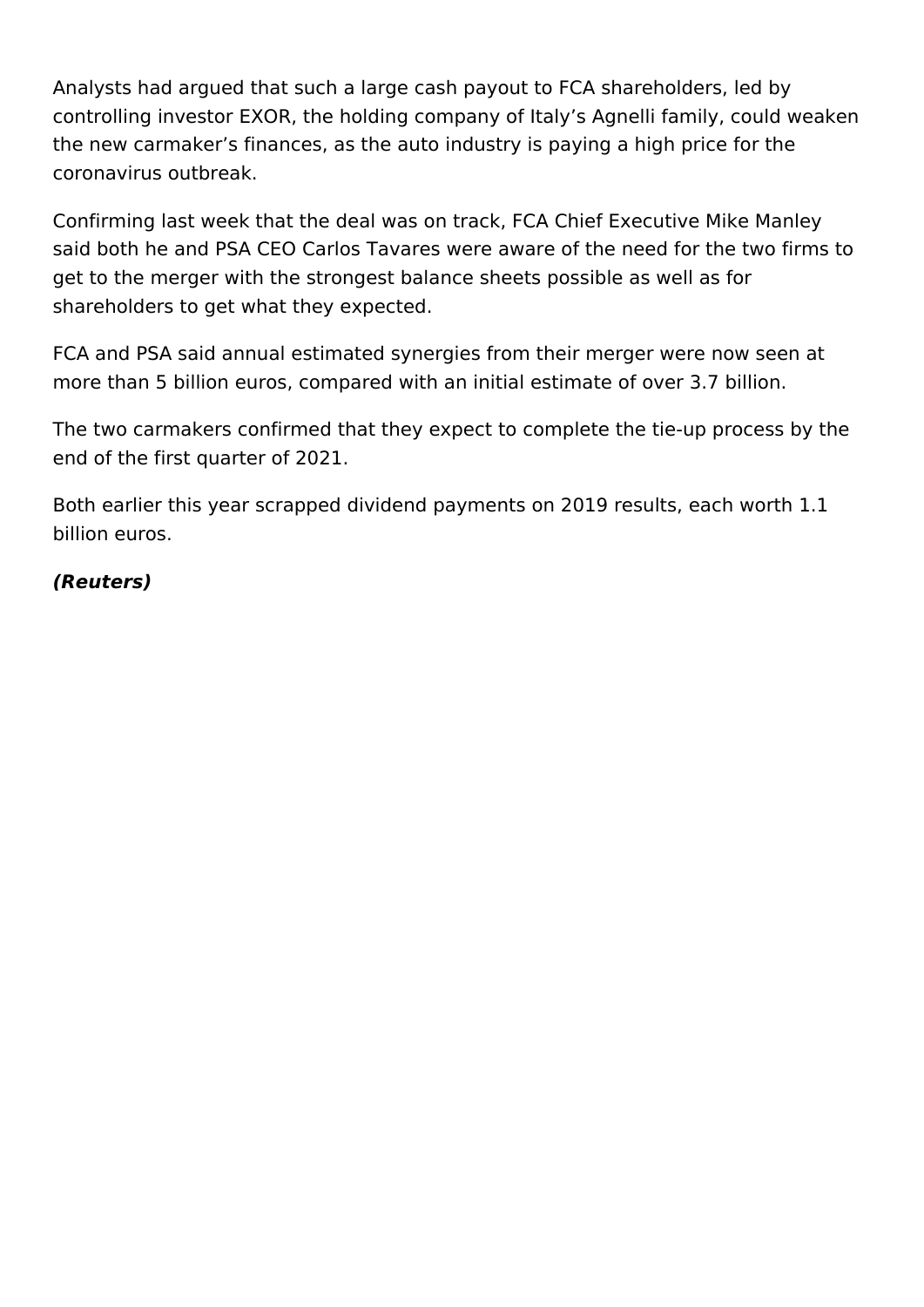Analysts had argued that such a large cash payout to FCA shareholders, led by controlling investor EXOR, the holding company of Italy’s Agnelli family, could weaken the new carmaker’s finances, as the auto industry is paying a high price for the coronavirus outbreak.

Confirming last week that the deal was on track, FCA Chief Executive Mike Manley said both he and PSA CEO Carlos Tavares were aware of the need for the two firms to get to the merger with the strongest balance sheets possible as well as for shareholders to get what they expected.

FCA and PSA said annual estimated synergies from their merger were now seen at more than 5 billion euros, compared with an initial estimate of over 3.7 billion.

The two carmakers confirmed that they expect to complete the tie-up process by the end of the first quarter of 2021.

Both earlier this year scrapped dividend payments on 2019 results, each worth 1.1 billion euros.

***(Reuters)***